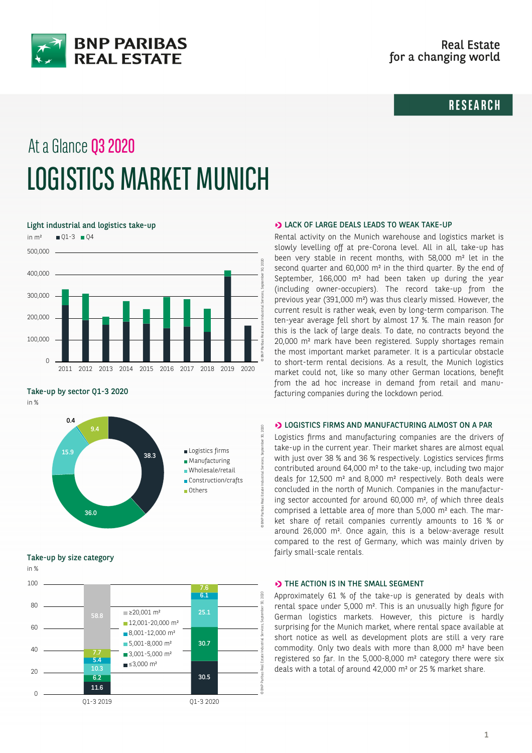BNP PARIBAS REAL ESTATE

Real Estate for a changing world

RESEARCH

# At a Glance Q3 2020

# LOGISTICS MARKET MUNICH

**Light industrial and logistics take-up**

in m² ■ Q1-3 ■ Q4

**Take-up by sector Q1-3 2020**

in %

| Sector | % |
|---|---|
| Logistics firms | 38.3 |
| Manufacturing | 36.0 |
| Wholesale/retail | 15.9 |
| Construction/crafts | 0.4 |
| Others | 9.4 |

**Take-up by size category**

in %

| Size category | Q1-3 2019 | Q1-3 2020 |
|---|---|---|
| ≥20,001 m² | 58.8 | |
| 12,001-20,000 m² | 7.7 | 7.6 |
| 8,001-12,000 m² | 5.4 | 6.1 |
| 5,001-8,000 m² | 10.3 | 25.1 |
| 3,001-5,000 m² | 6.2 | 30.7 |
| ≤3,000 m² | 11.6 | 30.5 |

## LACK OF LARGE DEALS LEADS TO WEAK TAKE-UP

Rental activity on the Munich warehouse and logistics market is slowly levelling off at pre-Corona level. All in all, take-up has been very stable in recent months, with 58,000 m² let in the second quarter and 60,000 m² in the third quarter. By the end of September, 166,000 m² had been taken up during the year (including owner-occupiers). The record take-up from the previous year (391,000 m²) was thus clearly missed. However, the current result is rather weak, even by long-term comparison. The ten-year average fell short by almost 17 %. The main reason for this is the lack of large deals. To date, no contracts beyond the 20,000 m² mark have been registered. Supply shortages remain the most important market parameter. It is a particular obstacle to short-term rental decisions. As a result, the Munich logistics market could not, like so many other German locations, benefit from the ad hoc increase in demand from retail and manufacturing companies during the lockdown period.

## LOGISTICS FIRMS AND MANUFACTURING ALMOST ON A PAR

Logistics firms and manufacturing companies are the drivers of take-up in the current year. Their market shares are almost equal with just over 38 % and 36 % respectively. Logistics services firms contributed around 64,000 m² to the take-up, including two major deals for 12,500 m² and 8,000 m² respectively. Both deals were concluded in the north of Munich. Companies in the manufacturing sector accounted for around 60,000 m², of which three deals comprised a lettable area of more than 5,000 m² each. The market share of retail companies currently amounts to 16 % or around 26,000 m². Once again, this is a below-average result compared to the rest of Germany, which was mainly driven by fairly small-scale rentals.

## THE ACTION IS IN THE SMALL SEGMENT

Approximately 61 % of the take-up is generated by deals with rental space under 5,000 m². This is an unusually high figure for German logistics markets. However, this picture is hardly surprising for the Munich market, where rental space available at short notice as well as development plots are still a very rare commodity. Only two deals with more than 8,000 m² have been registered so far. In the 5,000-8,000 m² category there were six deals with a total of around 42,000 m² or 25 % market share.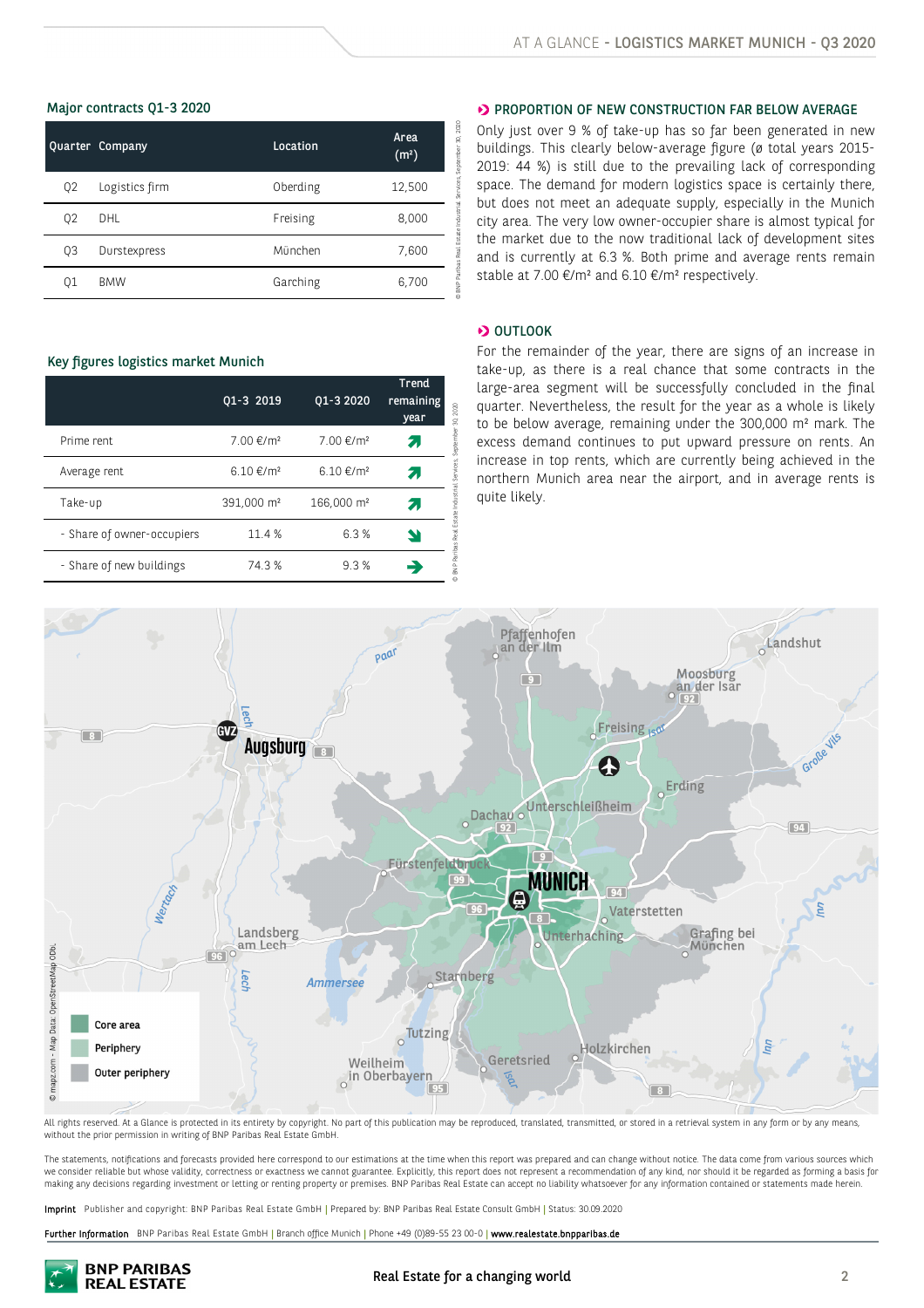### Major contracts Q1-3 2020

| Quarter | Company | Location | Area (m²) |
|---|---|---|---|
| Q2 | Logistics firm | Oberding | 12,500 |
| Q2 | DHL | Freising | 8,000 |
| Q3 | Durstexpress | München | 7,600 |
| Q1 | BMW | Garching | 6,700 |

© BNP Paribas Real Estate Industrial Services, September 30, 2020

### Key figures logistics market Munich

| | Q1-3 2019 | Q1-3 2020 | Trend remaining year |
|---|---|---|---|
| Prime rent | 7.00 €/m² | 7.00 €/m² | ↗ |
| Average rent | 6.10 €/m² | 6.10 €/m² | ↗ |
| Take-up | 391,000 m² | 166,000 m² | ↗ |
| - Share of owner-occupiers | 11.4 % | 6.3 % | ↘ |
| - Share of new buildings | 74.3 % | 9.3 % | → |

© BNP Paribas Real Estate Industrial Services, September 30, 2020

### PROPORTION OF NEW CONSTRUCTION FAR BELOW AVERAGE

Only just over 9 % of take-up has so far been generated in new buildings. This clearly below-average figure (ø total years 2015-2019: 44 %) is still due to the prevailing lack of corresponding space. The demand for modern logistics space is certainly there, but does not meet an adequate supply, especially in the Munich city area. The very low owner-occupier share is almost typical for the market due to the now traditional lack of development sites and is currently at 6.3 %. Both prime and average rents remain stable at 7.00 €/m² and 6.10 €/m² respectively.

### OUTLOOK

For the remainder of the year, there are signs of an increase in take-up, as there is a real chance that some contracts in the large-area segment will be successfully concluded in the final quarter. Nevertheless, the result for the year as a whole is likely to be below average, remaining under the 300,000 m² mark. The excess demand continues to put upward pressure on rents. An increase in top rents, which are currently being achieved in the northern Munich area near the airport, and in average rents is quite likely.

Core area
Periphery
Outer periphery

© mapz.com - Map Data: OpenStreetMap ODbL

All rights reserved. At a Glance is protected in its entirety by copyright. No part of this publication may be reproduced, translated, transmitted, or stored in a retrieval system in any form or by any means, without the prior permission in writing of BNP Paribas Real Estate GmbH.

The statements, notifications and forecasts provided here correspond to our estimations at the time when this report was prepared and can change without notice. The data come from various sources which we consider reliable but whose validity, correctness or exactness we cannot guarantee. Explicitly, this report does not represent a recommendation of any kind, nor should it be regarded as forming a basis for making any decisions regarding investment or letting or renting property or premises. BNP Paribas Real Estate can accept no liability whatsoever for any information contained or statements made herein.

**Imprint** Publisher and copyright: BNP Paribas Real Estate GmbH | Prepared by: BNP Paribas Real Estate Consult GmbH | Status: 30.09.2020

**Further Information** BNP Paribas Real Estate GmbH | Branch office Munich | Phone +49 (0)89-55 23 00-0 | **www.realestate.bnpparibas.de**

BNP PARIBAS REAL ESTATE

Real Estate for a changing world